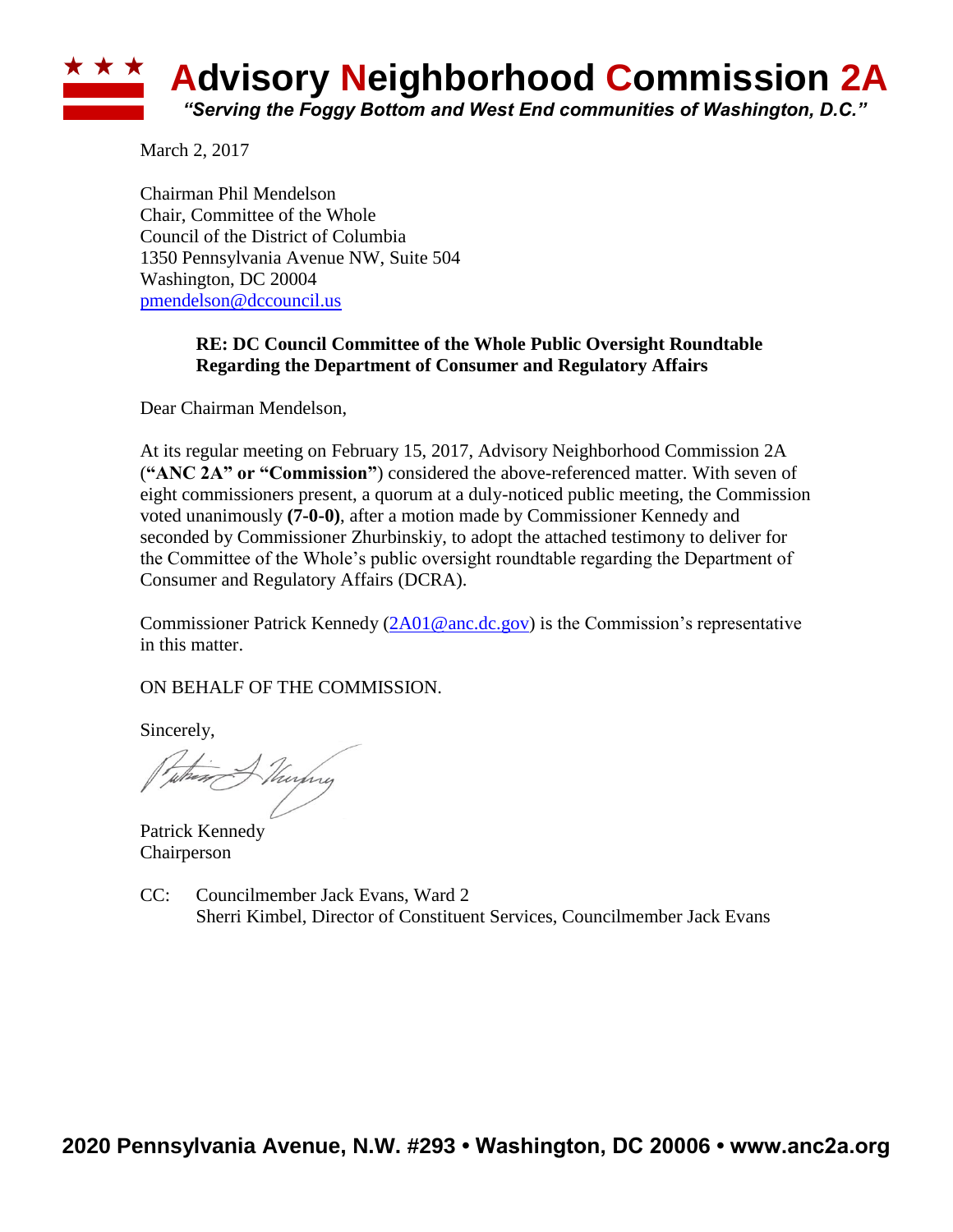# Advisory Neighborhood Commission 2A

*"Serving the Foggy Bottom and West End communities of Washington, D.C."*

March 2, 2017

Chairman Phil Mendelson
Chair, Committee of the Whole
Council of the District of Columbia
1350 Pennsylvania Avenue NW, Suite 504
Washington, DC 20004
pmendelson@dccouncil.us

**RE: DC Council Committee of the Whole Public Oversight Roundtable Regarding the Department of Consumer and Regulatory Affairs**

Dear Chairman Mendelson,

At its regular meeting on February 15, 2017, Advisory Neighborhood Commission 2A (**"ANC 2A" or "Commission"**) considered the above-referenced matter. With seven of eight commissioners present, a quorum at a duly-noticed public meeting, the Commission voted unanimously **(7-0-0)**, after a motion made by Commissioner Kennedy and seconded by Commissioner Zhurbinskiy, to adopt the attached testimony to deliver for the Committee of the Whole's public oversight roundtable regarding the Department of Consumer and Regulatory Affairs (DCRA).

Commissioner Patrick Kennedy (2A01@anc.dc.gov) is the Commission's representative in this matter.

ON BEHALF OF THE COMMISSION.

Sincerely,

Patrick Kennedy
Chairperson

CC: Councilmember Jack Evans, Ward 2
Sherri Kimbel, Director of Constituent Services, Councilmember Jack Evans

**2020 Pennsylvania Avenue, N.W. #293 • Washington, DC 20006 • www.anc2a.org**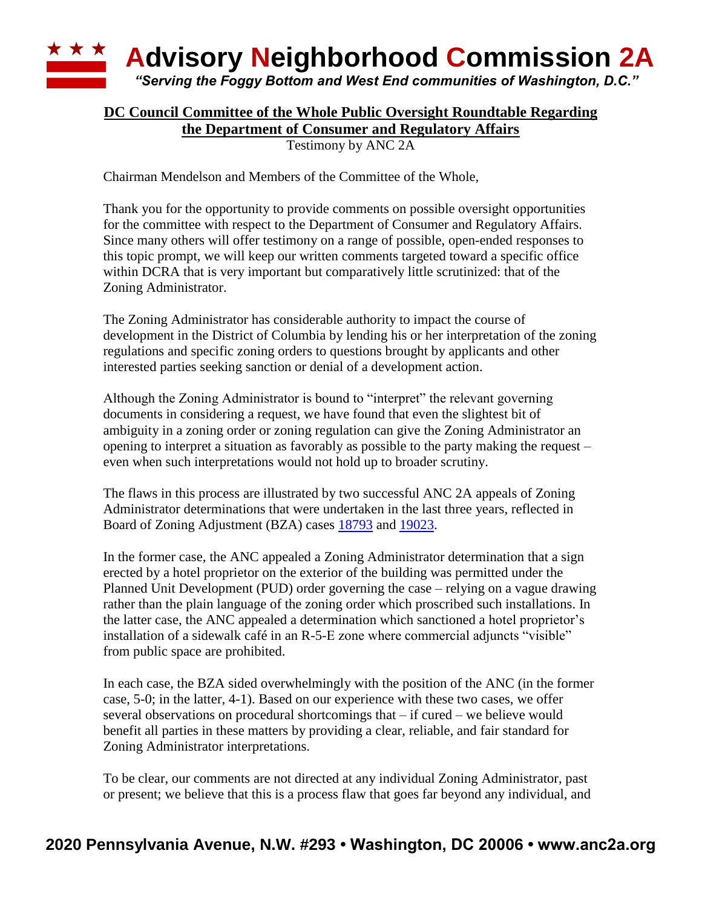# Advisory Neighborhood Commission 2A

*"Serving the Foggy Bottom and West End communities of Washington, D.C."*

**DC Council Committee of the Whole Public Oversight Roundtable Regarding the Department of Consumer and Regulatory Affairs**

Testimony by ANC 2A

Chairman Mendelson and Members of the Committee of the Whole,

Thank you for the opportunity to provide comments on possible oversight opportunities for the committee with respect to the Department of Consumer and Regulatory Affairs. Since many others will offer testimony on a range of possible, open-ended responses to this topic prompt, we will keep our written comments targeted toward a specific office within DCRA that is very important but comparatively little scrutinized: that of the Zoning Administrator.

The Zoning Administrator has considerable authority to impact the course of development in the District of Columbia by lending his or her interpretation of the zoning regulations and specific zoning orders to questions brought by applicants and other interested parties seeking sanction or denial of a development action.

Although the Zoning Administrator is bound to "interpret" the relevant governing documents in considering a request, we have found that even the slightest bit of ambiguity in a zoning order or zoning regulation can give the Zoning Administrator an opening to interpret a situation as favorably as possible to the party making the request – even when such interpretations would not hold up to broader scrutiny.

The flaws in this process are illustrated by two successful ANC 2A appeals of Zoning Administrator determinations that were undertaken in the last three years, reflected in Board of Zoning Adjustment (BZA) cases 18793 and 19023.

In the former case, the ANC appealed a Zoning Administrator determination that a sign erected by a hotel proprietor on the exterior of the building was permitted under the Planned Unit Development (PUD) order governing the case – relying on a vague drawing rather than the plain language of the zoning order which proscribed such installations. In the latter case, the ANC appealed a determination which sanctioned a hotel proprietor's installation of a sidewalk café in an R-5-E zone where commercial adjuncts "visible" from public space are prohibited.

In each case, the BZA sided overwhelmingly with the position of the ANC (in the former case, 5-0; in the latter, 4-1). Based on our experience with these two cases, we offer several observations on procedural shortcomings that – if cured – we believe would benefit all parties in these matters by providing a clear, reliable, and fair standard for Zoning Administrator interpretations.

To be clear, our comments are not directed at any individual Zoning Administrator, past or present; we believe that this is a process flaw that goes far beyond any individual, and

**2020 Pennsylvania Avenue, N.W. #293 • Washington, DC 20006 • www.anc2a.org**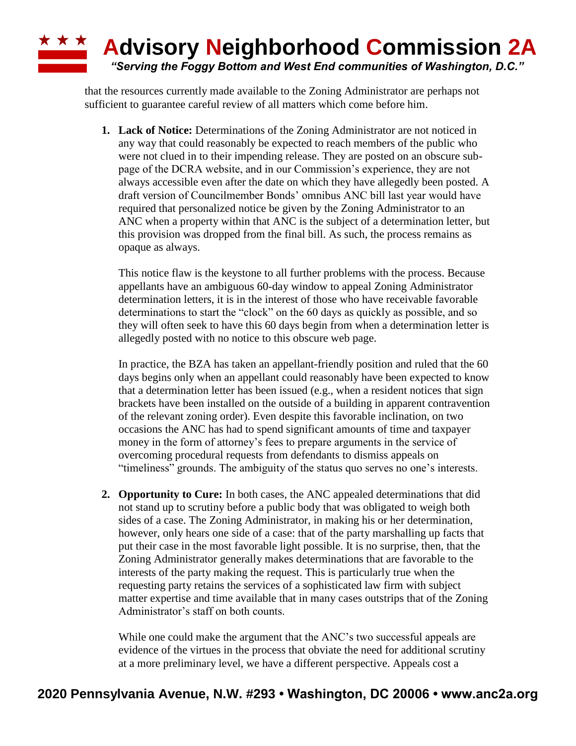that the resources currently made available to the Zoning Administrator are perhaps not sufficient to guarantee careful review of all matters which come before him.

1. **Lack of Notice:** Determinations of the Zoning Administrator are not noticed in any way that could reasonably be expected to reach members of the public who were not clued in to their impending release. They are posted on an obscure sub-page of the DCRA website, and in our Commission's experience, they are not always accessible even after the date on which they have allegedly been posted. A draft version of Councilmember Bonds' omnibus ANC bill last year would have required that personalized notice be given by the Zoning Administrator to an ANC when a property within that ANC is the subject of a determination letter, but this provision was dropped from the final bill. As such, the process remains as opaque as always.

   This notice flaw is the keystone to all further problems with the process. Because appellants have an ambiguous 60-day window to appeal Zoning Administrator determination letters, it is in the interest of those who have receivable favorable determinations to start the "clock" on the 60 days as quickly as possible, and so they will often seek to have this 60 days begin from when a determination letter is allegedly posted with no notice to this obscure web page.

   In practice, the BZA has taken an appellant-friendly position and ruled that the 60 days begins only when an appellant could reasonably have been expected to know that a determination letter has been issued (e.g., when a resident notices that sign brackets have been installed on the outside of a building in apparent contravention of the relevant zoning order). Even despite this favorable inclination, on two occasions the ANC has had to spend significant amounts of time and taxpayer money in the form of attorney's fees to prepare arguments in the service of overcoming procedural requests from defendants to dismiss appeals on "timeliness" grounds. The ambiguity of the status quo serves no one's interests.

2. **Opportunity to Cure:** In both cases, the ANC appealed determinations that did not stand up to scrutiny before a public body that was obligated to weigh both sides of a case. The Zoning Administrator, in making his or her determination, however, only hears one side of a case: that of the party marshalling up facts that put their case in the most favorable light possible. It is no surprise, then, that the Zoning Administrator generally makes determinations that are favorable to the interests of the party making the request. This is particularly true when the requesting party retains the services of a sophisticated law firm with subject matter expertise and time available that in many cases outstrips that of the Zoning Administrator's staff on both counts.

   While one could make the argument that the ANC's two successful appeals are evidence of the virtues in the process that obviate the need for additional scrutiny at a more preliminary level, we have a different perspective. Appeals cost a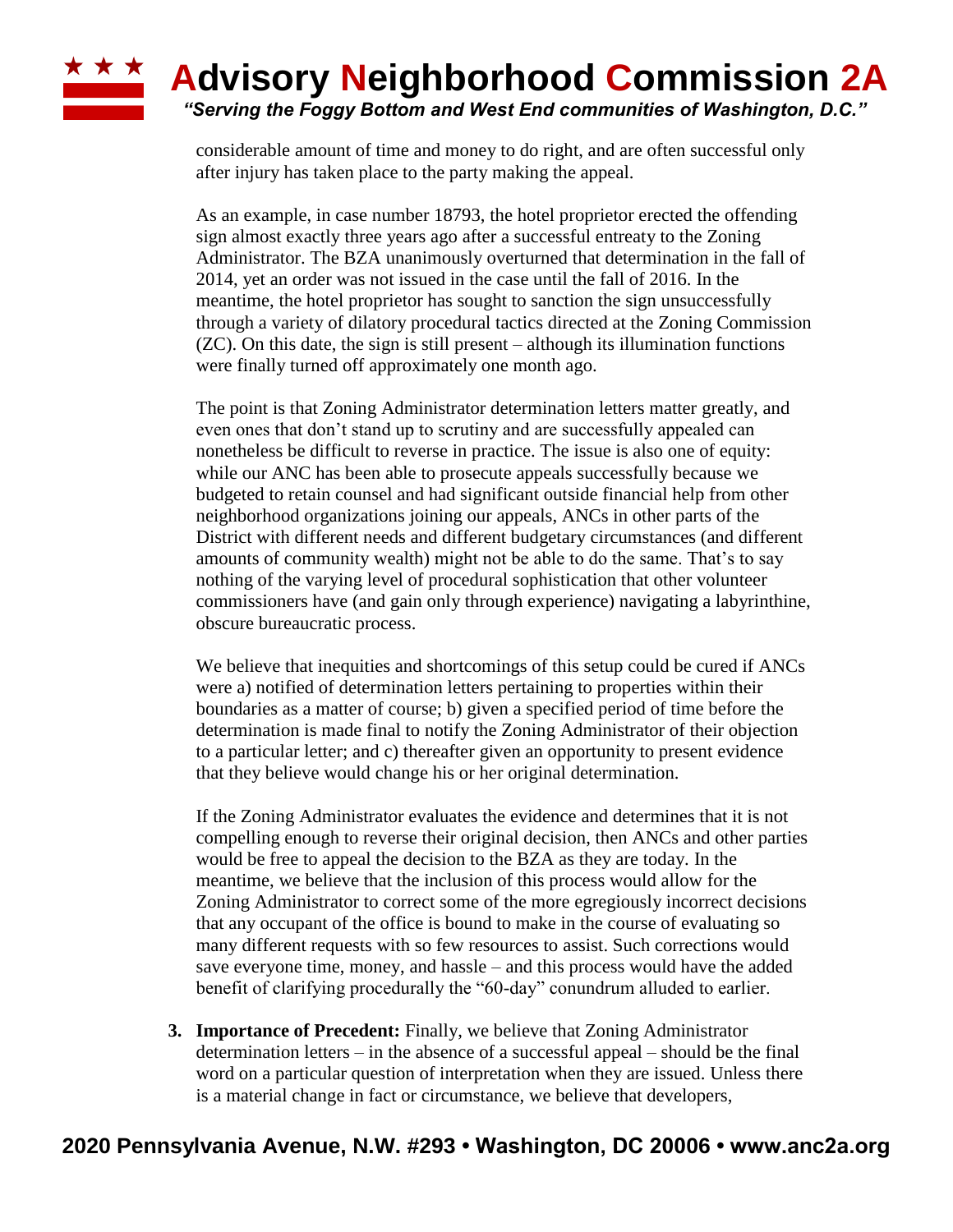considerable amount of time and money to do right, and are often successful only after injury has taken place to the party making the appeal.

As an example, in case number 18793, the hotel proprietor erected the offending sign almost exactly three years ago after a successful entreaty to the Zoning Administrator. The BZA unanimously overturned that determination in the fall of 2014, yet an order was not issued in the case until the fall of 2016. In the meantime, the hotel proprietor has sought to sanction the sign unsuccessfully through a variety of dilatory procedural tactics directed at the Zoning Commission (ZC). On this date, the sign is still present – although its illumination functions were finally turned off approximately one month ago.

The point is that Zoning Administrator determination letters matter greatly, and even ones that don't stand up to scrutiny and are successfully appealed can nonetheless be difficult to reverse in practice. The issue is also one of equity: while our ANC has been able to prosecute appeals successfully because we budgeted to retain counsel and had significant outside financial help from other neighborhood organizations joining our appeals, ANCs in other parts of the District with different needs and different budgetary circumstances (and different amounts of community wealth) might not be able to do the same. That's to say nothing of the varying level of procedural sophistication that other volunteer commissioners have (and gain only through experience) navigating a labyrinthine, obscure bureaucratic process.

We believe that inequities and shortcomings of this setup could be cured if ANCs were a) notified of determination letters pertaining to properties within their boundaries as a matter of course; b) given a specified period of time before the determination is made final to notify the Zoning Administrator of their objection to a particular letter; and c) thereafter given an opportunity to present evidence that they believe would change his or her original determination.

If the Zoning Administrator evaluates the evidence and determines that it is not compelling enough to reverse their original decision, then ANCs and other parties would be free to appeal the decision to the BZA as they are today. In the meantime, we believe that the inclusion of this process would allow for the Zoning Administrator to correct some of the more egregiously incorrect decisions that any occupant of the office is bound to make in the course of evaluating so many different requests with so few resources to assist. Such corrections would save everyone time, money, and hassle – and this process would have the added benefit of clarifying procedurally the "60-day" conundrum alluded to earlier.

3. **Importance of Precedent:** Finally, we believe that Zoning Administrator determination letters – in the absence of a successful appeal – should be the final word on a particular question of interpretation when they are issued. Unless there is a material change in fact or circumstance, we believe that developers,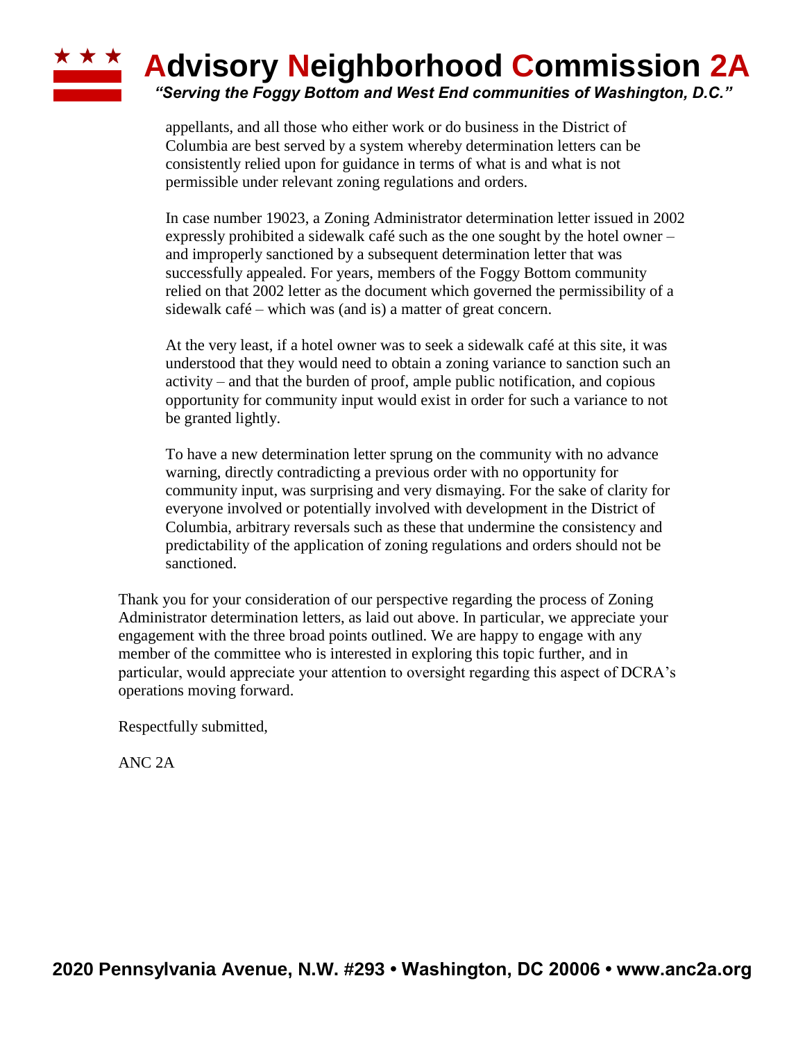appellants, and all those who either work or do business in the District of Columbia are best served by a system whereby determination letters can be consistently relied upon for guidance in terms of what is and what is not permissible under relevant zoning regulations and orders.

In case number 19023, a Zoning Administrator determination letter issued in 2002 expressly prohibited a sidewalk café such as the one sought by the hotel owner – and improperly sanctioned by a subsequent determination letter that was successfully appealed. For years, members of the Foggy Bottom community relied on that 2002 letter as the document which governed the permissibility of a sidewalk café – which was (and is) a matter of great concern.

At the very least, if a hotel owner was to seek a sidewalk café at this site, it was understood that they would need to obtain a zoning variance to sanction such an activity – and that the burden of proof, ample public notification, and copious opportunity for community input would exist in order for such a variance to not be granted lightly.

To have a new determination letter sprung on the community with no advance warning, directly contradicting a previous order with no opportunity for community input, was surprising and very dismaying. For the sake of clarity for everyone involved or potentially involved with development in the District of Columbia, arbitrary reversals such as these that undermine the consistency and predictability of the application of zoning regulations and orders should not be sanctioned.

Thank you for your consideration of our perspective regarding the process of Zoning Administrator determination letters, as laid out above. In particular, we appreciate your engagement with the three broad points outlined. We are happy to engage with any member of the committee who is interested in exploring this topic further, and in particular, would appreciate your attention to oversight regarding this aspect of DCRA's operations moving forward.

Respectfully submitted,

ANC 2A